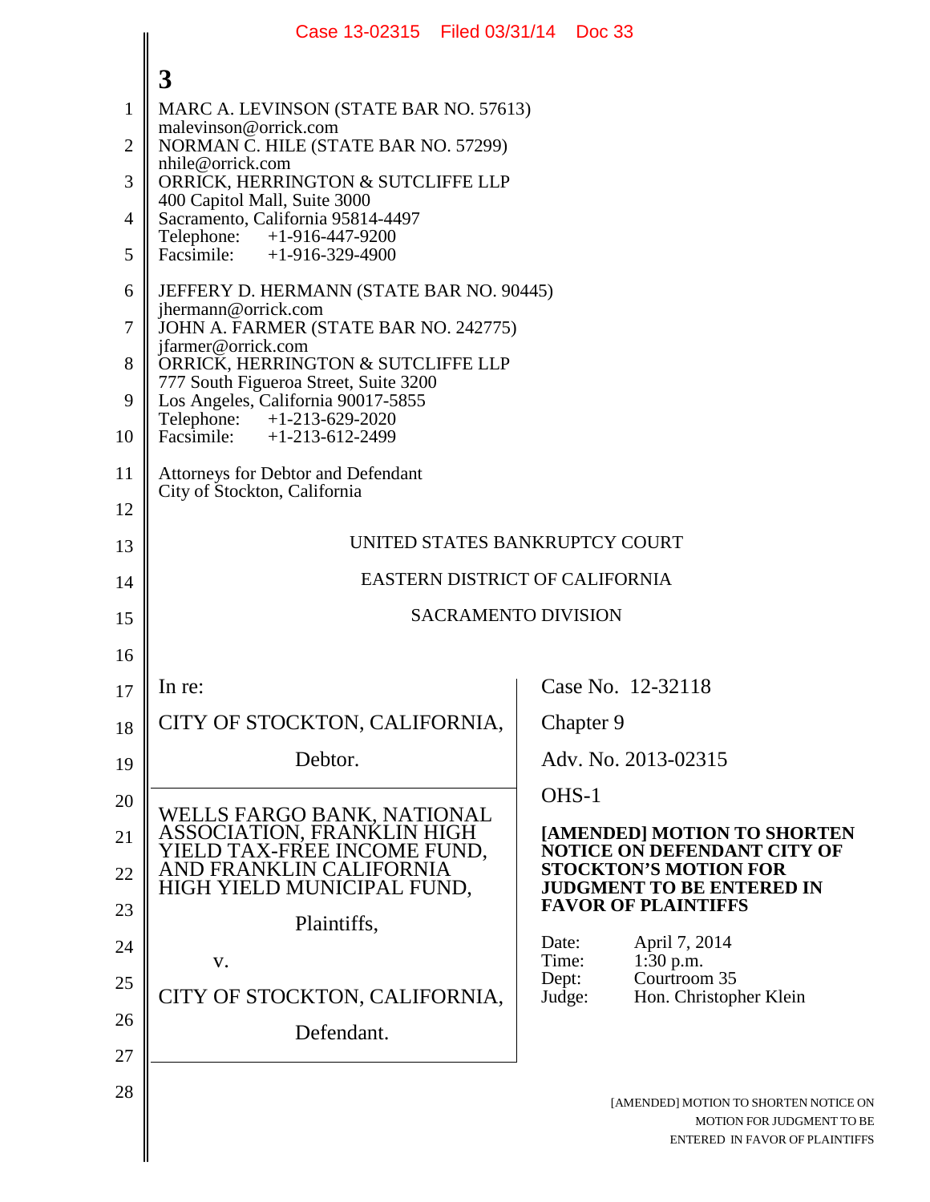MARC A. LEVINSON (STATE BAR NO. 57613)
malevinson@orrick.com
NORMAN C. HILE (STATE BAR NO. 57299)
nhile@orrick.com
ORRICK, HERRINGTON & SUTCLIFFE LLP
400 Capitol Mall, Suite 3000
Sacramento, California 95814-4497
Telephone: +1-916-447-9200
Facsimile: +1-916-329-4900

JEFFERY D. HERMANN (STATE BAR NO. 90445)
jhermann@orrick.com
JOHN A. FARMER (STATE BAR NO. 242775)
jfarmer@orrick.com
ORRICK, HERRINGTON & SUTCLIFFE LLP
777 South Figueroa Street, Suite 3200
Los Angeles, California 90017-5855
Telephone: +1-213-629-2020
Facsimile: +1-213-612-2499

Attorneys for Debtor and Defendant
City of Stockton, California

UNITED STATES BANKRUPTCY COURT

EASTERN DISTRICT OF CALIFORNIA

SACRAMENTO DIVISION

In re:

CITY OF STOCKTON, CALIFORNIA,

Debtor.

WELLS FARGO BANK, NATIONAL ASSOCIATION, FRANKLIN HIGH YIELD TAX-FREE INCOME FUND, AND FRANKLIN CALIFORNIA HIGH YIELD MUNICIPAL FUND,

Plaintiffs,

v.

CITY OF STOCKTON, CALIFORNIA,

Defendant.

Case No. 12-32118

Chapter 9

Adv. No. 2013-02315

OHS-1

**[AMENDED] MOTION TO SHORTEN NOTICE ON DEFENDANT CITY OF STOCKTON'S MOTION FOR JUDGMENT TO BE ENTERED IN FAVOR OF PLAINTIFFS**

Date: April 7, 2014
Time: 1:30 p.m.
Dept: Courtroom 35
Judge: Hon. Christopher Klein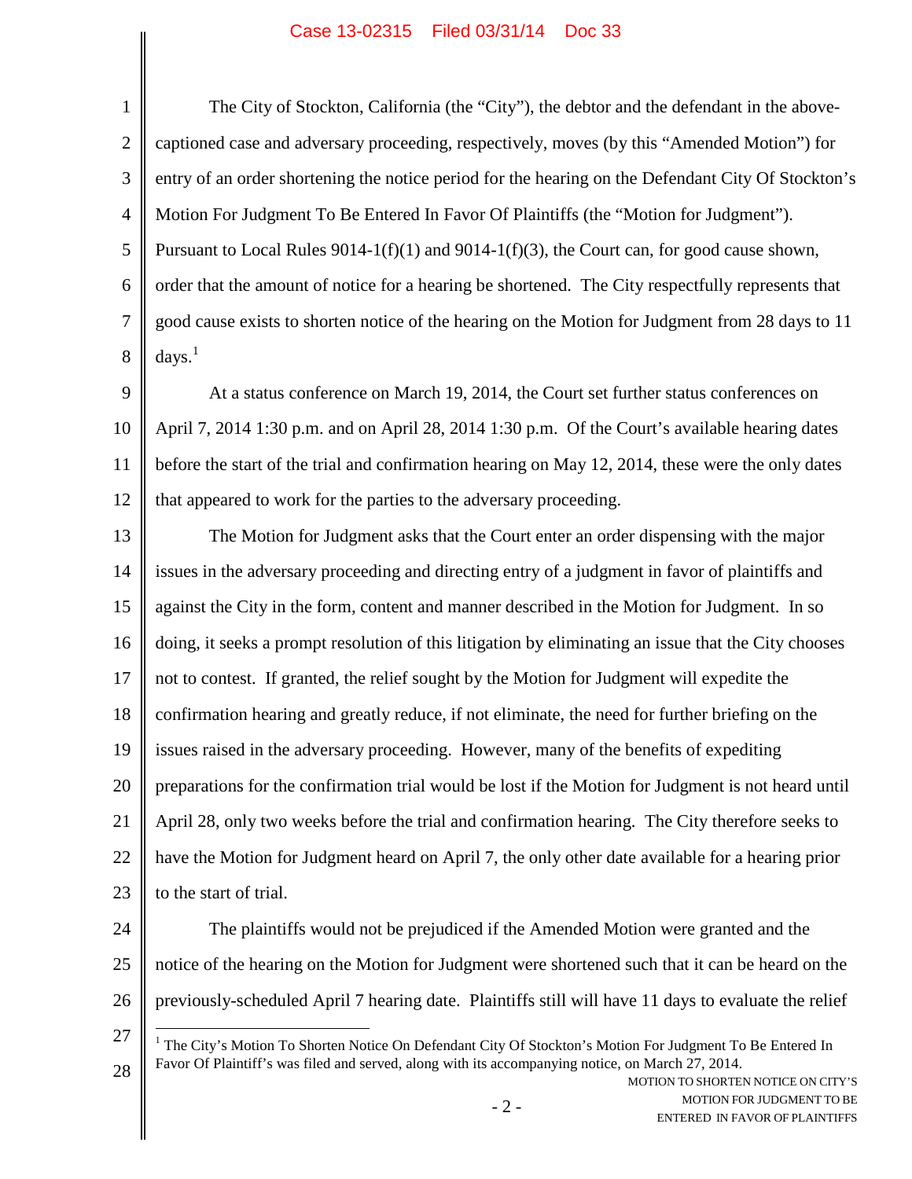The City of Stockton, California (the "City"), the debtor and the defendant in the above-captioned case and adversary proceeding, respectively, moves (by this "Amended Motion") for entry of an order shortening the notice period for the hearing on the Defendant City Of Stockton's Motion For Judgment To Be Entered In Favor Of Plaintiffs (the "Motion for Judgment"). Pursuant to Local Rules 9014-1(f)(1) and 9014-1(f)(3), the Court can, for good cause shown, order that the amount of notice for a hearing be shortened. The City respectfully represents that good cause exists to shorten notice of the hearing on the Motion for Judgment from 28 days to 11 days.[1]

At a status conference on March 19, 2014, the Court set further status conferences on April 7, 2014 1:30 p.m. and on April 28, 2014 1:30 p.m. Of the Court's available hearing dates before the start of the trial and confirmation hearing on May 12, 2014, these were the only dates that appeared to work for the parties to the adversary proceeding.

The Motion for Judgment asks that the Court enter an order dispensing with the major issues in the adversary proceeding and directing entry of a judgment in favor of plaintiffs and against the City in the form, content and manner described in the Motion for Judgment. In so doing, it seeks a prompt resolution of this litigation by eliminating an issue that the City chooses not to contest. If granted, the relief sought by the Motion for Judgment will expedite the confirmation hearing and greatly reduce, if not eliminate, the need for further briefing on the issues raised in the adversary proceeding. However, many of the benefits of expediting preparations for the confirmation trial would be lost if the Motion for Judgment is not heard until April 28, only two weeks before the trial and confirmation hearing. The City therefore seeks to have the Motion for Judgment heard on April 7, the only other date available for a hearing prior to the start of trial.

The plaintiffs would not be prejudiced if the Amended Motion were granted and the notice of the hearing on the Motion for Judgment were shortened such that it can be heard on the previously-scheduled April 7 hearing date. Plaintiffs still will have 11 days to evaluate the relief

[1] The City's Motion To Shorten Notice On Defendant City Of Stockton's Motion For Judgment To Be Entered In Favor Of Plaintiff's was filed and served, along with its accompanying notice, on March 27, 2014.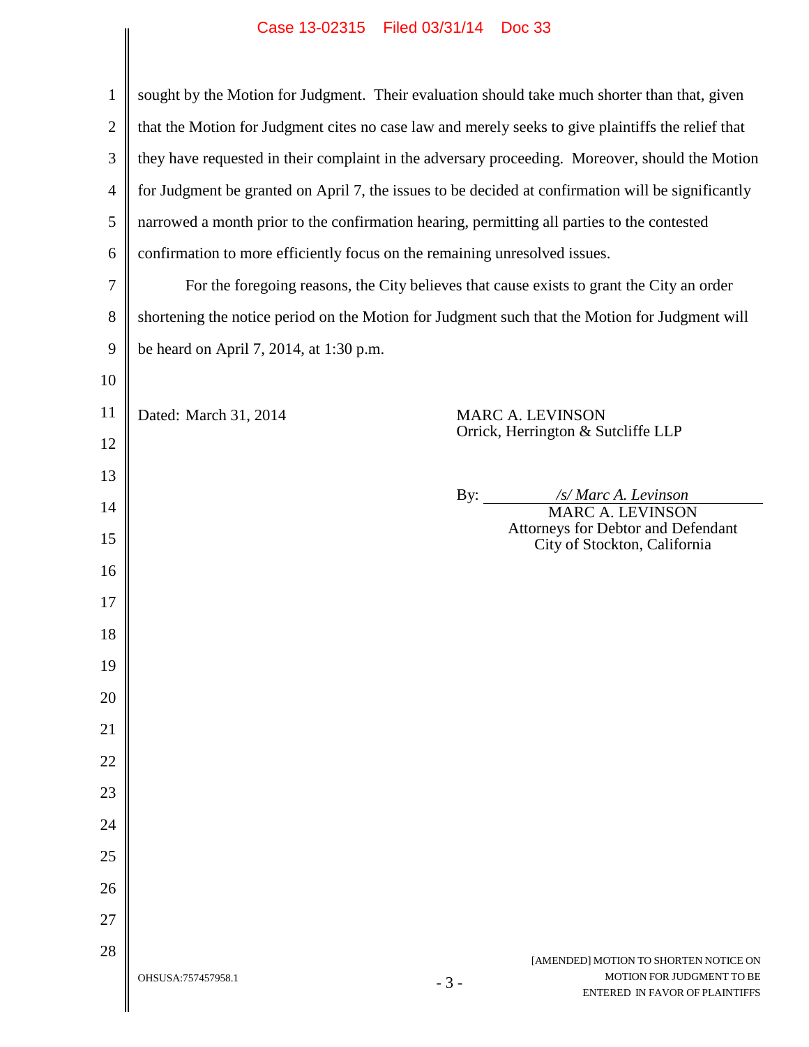sought by the Motion for Judgment. Their evaluation should take much shorter than that, given that the Motion for Judgment cites no case law and merely seeks to give plaintiffs the relief that they have requested in their complaint in the adversary proceeding. Moreover, should the Motion for Judgment be granted on April 7, the issues to be decided at confirmation will be significantly narrowed a month prior to the confirmation hearing, permitting all parties to the contested confirmation to more efficiently focus on the remaining unresolved issues.

For the foregoing reasons, the City believes that cause exists to grant the City an order shortening the notice period on the Motion for Judgment such that the Motion for Judgment will be heard on April 7, 2014, at 1:30 p.m.

Dated: March 31, 2014

MARC A. LEVINSON
Orrick, Herrington & Sutcliffe LLP

By: */s/ Marc A. Levinson*
MARC A. LEVINSON
Attorneys for Debtor and Defendant
City of Stockton, California